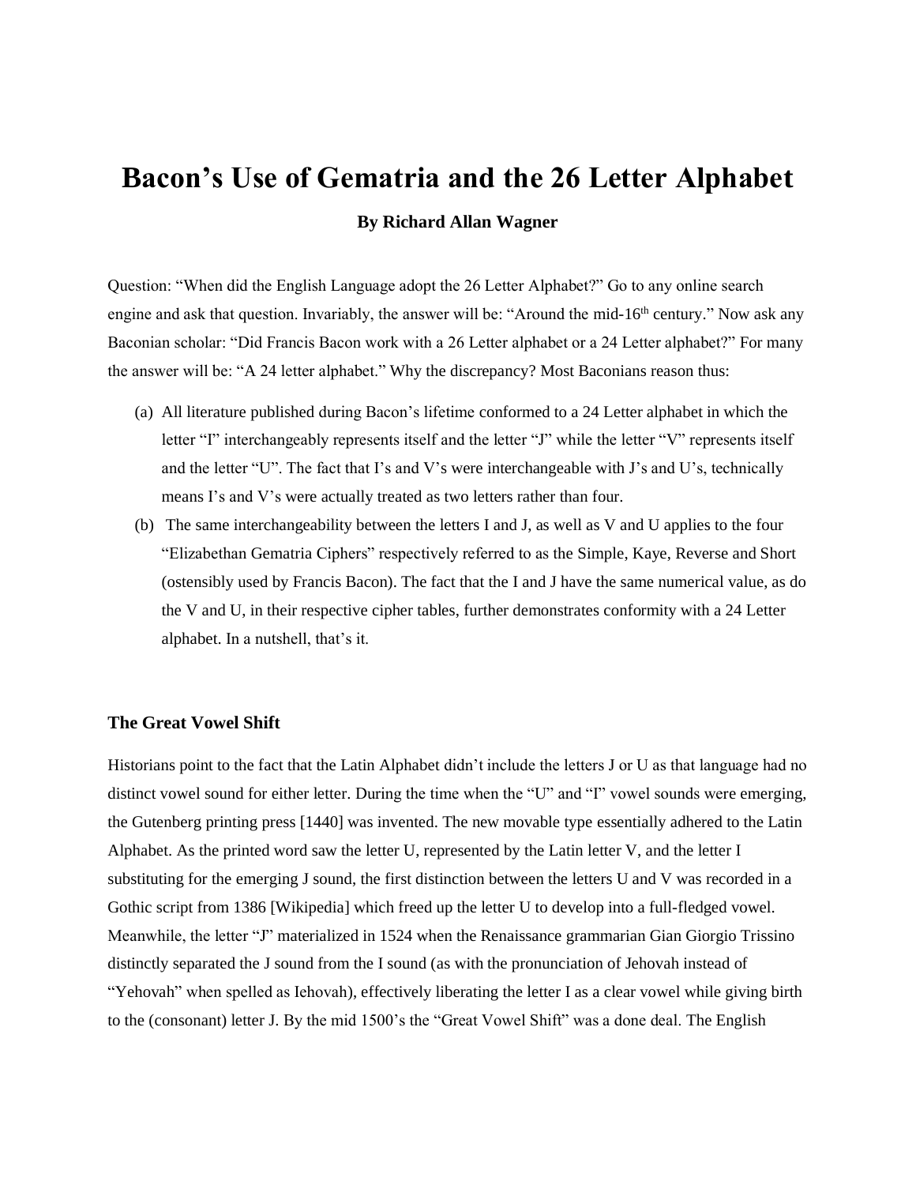# Bacon's Use of Gematria and the 26 Letter Alphabet

**By Richard Allan Wagner**

Question: "When did the English Language adopt the 26 Letter Alphabet?" Go to any online search engine and ask that question. Invariably, the answer will be: "Around the mid-16th century." Now ask any Baconian scholar: "Did Francis Bacon work with a 26 Letter alphabet or a 24 Letter alphabet?" For many the answer will be: "A 24 letter alphabet." Why the discrepancy? Most Baconians reason thus:

(a) All literature published during Bacon's lifetime conformed to a 24 Letter alphabet in which the letter "I" interchangeably represents itself and the letter "J" while the letter "V" represents itself and the letter "U". The fact that I's and V's were interchangeable with J's and U's, technically means I's and V's were actually treated as two letters rather than four.

(b) The same interchangeability between the letters I and J, as well as V and U applies to the four "Elizabethan Gematria Ciphers" respectively referred to as the Simple, Kaye, Reverse and Short (ostensibly used by Francis Bacon). The fact that the I and J have the same numerical value, as do the V and U, in their respective cipher tables, further demonstrates conformity with a 24 Letter alphabet. In a nutshell, that's it.

### The Great Vowel Shift

Historians point to the fact that the Latin Alphabet didn't include the letters J or U as that language had no distinct vowel sound for either letter. During the time when the "U" and "I" vowel sounds were emerging, the Gutenberg printing press [1440] was invented. The new movable type essentially adhered to the Latin Alphabet. As the printed word saw the letter U, represented by the Latin letter V, and the letter I substituting for the emerging J sound, the first distinction between the letters U and V was recorded in a Gothic script from 1386 [Wikipedia] which freed up the letter U to develop into a full-fledged vowel. Meanwhile, the letter "J" materialized in 1524 when the Renaissance grammarian Gian Giorgio Trissino distinctly separated the J sound from the I sound (as with the pronunciation of Jehovah instead of "Yehovah" when spelled as Iehovah), effectively liberating the letter I as a clear vowel while giving birth to the (consonant) letter J. By the mid 1500's the "Great Vowel Shift" was a done deal. The English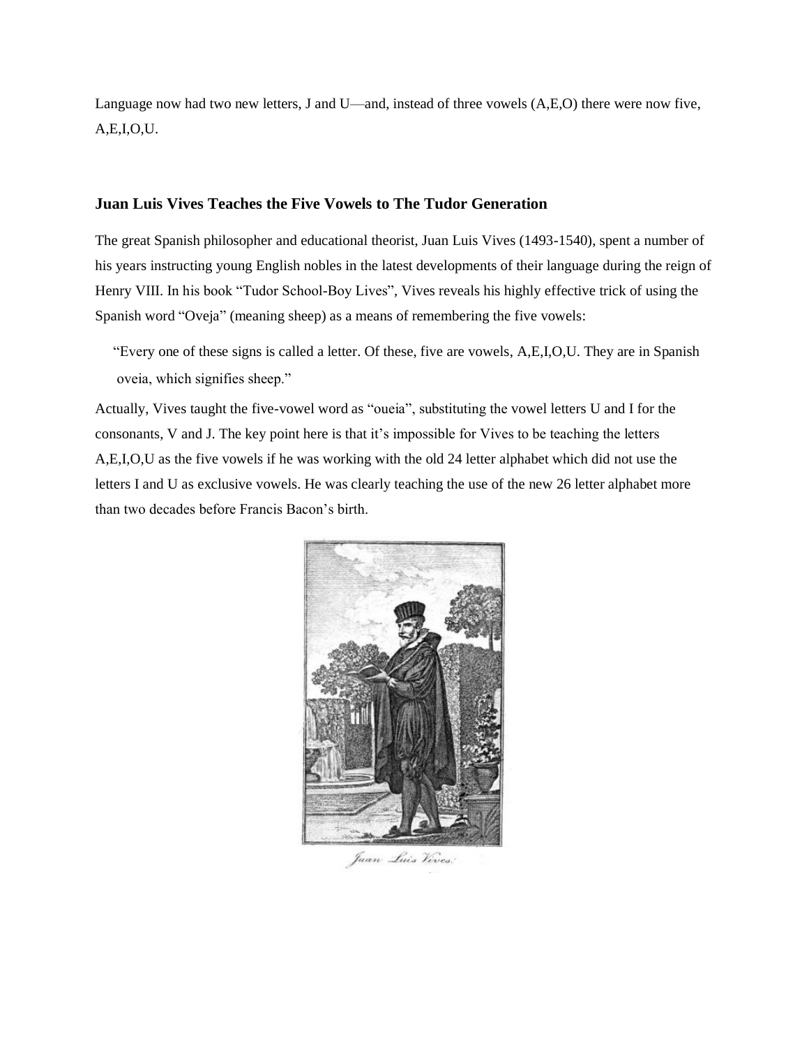Language now had two new letters, J and U—and, instead of three vowels (A,E,O) there were now five, A,E,I,O,U.

### Juan Luis Vives Teaches the Five Vowels to The Tudor Generation

The great Spanish philosopher and educational theorist, Juan Luis Vives (1493-1540), spent a number of his years instructing young English nobles in the latest developments of their language during the reign of Henry VIII. In his book "Tudor School-Boy Lives", Vives reveals his highly effective trick of using the Spanish word "Oveja" (meaning sheep) as a means of remembering the five vowels:

> "Every one of these signs is called a letter. Of these, five are vowels, A,E,I,O,U. They are in Spanish oveia, which signifies sheep."

Actually, Vives taught the five-vowel word as "oueia", substituting the vowel letters U and I for the consonants, V and J. The key point here is that it's impossible for Vives to be teaching the letters A,E,I,O,U as the five vowels if he was working with the old 24 letter alphabet which did not use the letters I and U as exclusive vowels. He was clearly teaching the use of the new 26 letter alphabet more than two decades before Francis Bacon's birth.

Juan Luis Vives.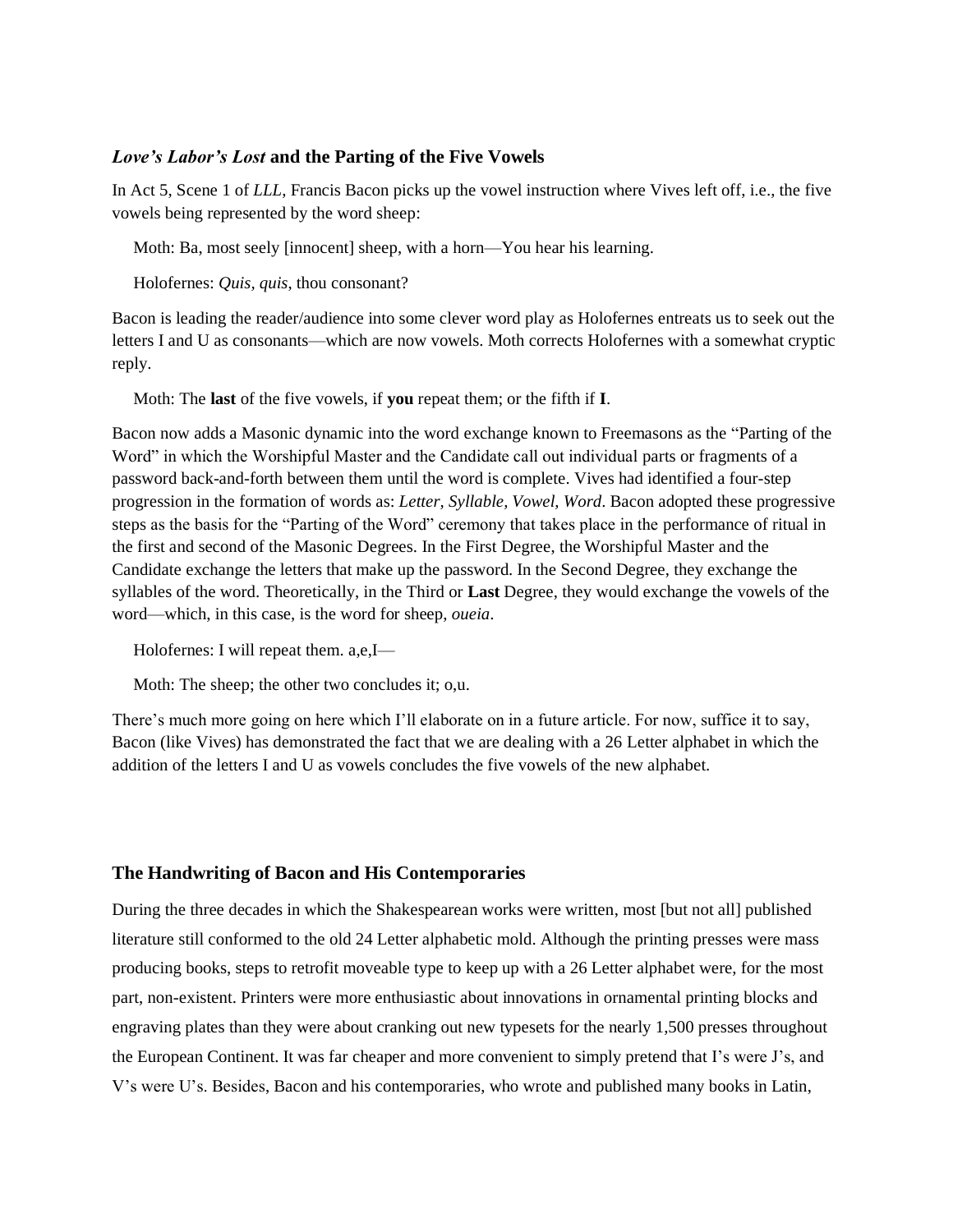### *Love's Labor's Lost* and the Parting of the Five Vowels

In Act 5, Scene 1 of *LLL*, Francis Bacon picks up the vowel instruction where Vives left off, i.e., the five vowels being represented by the word sheep:

> Moth: Ba, most seely [innocent] sheep, with a horn—You hear his learning.
>
> Holofernes: *Quis, quis*, thou consonant?

Bacon is leading the reader/audience into some clever word play as Holofernes entreats us to seek out the letters I and U as consonants—which are now vowels. Moth corrects Holofernes with a somewhat cryptic reply.

> Moth: The **last** of the five vowels, if **you** repeat them; or the fifth if **I**.

Bacon now adds a Masonic dynamic into the word exchange known to Freemasons as the "Parting of the Word" in which the Worshipful Master and the Candidate call out individual parts or fragments of a password back-and-forth between them until the word is complete. Vives had identified a four-step progression in the formation of words as: *Letter, Syllable, Vowel, Word*. Bacon adopted these progressive steps as the basis for the "Parting of the Word" ceremony that takes place in the performance of ritual in the first and second of the Masonic Degrees. In the First Degree, the Worshipful Master and the Candidate exchange the letters that make up the password. In the Second Degree, they exchange the syllables of the word. Theoretically, in the Third or **Last** Degree, they would exchange the vowels of the word—which, in this case, is the word for sheep, *oueia*.

> Holofernes: I will repeat them. a,e,I—
>
> Moth: The sheep; the other two concludes it; o,u.

There's much more going on here which I'll elaborate on in a future article. For now, suffice it to say, Bacon (like Vives) has demonstrated the fact that we are dealing with a 26 Letter alphabet in which the addition of the letters I and U as vowels concludes the five vowels of the new alphabet.

### The Handwriting of Bacon and His Contemporaries

During the three decades in which the Shakespearean works were written, most [but not all] published literature still conformed to the old 24 Letter alphabetic mold. Although the printing presses were mass producing books, steps to retrofit moveable type to keep up with a 26 Letter alphabet were, for the most part, non-existent. Printers were more enthusiastic about innovations in ornamental printing blocks and engraving plates than they were about cranking out new typesets for the nearly 1,500 presses throughout the European Continent. It was far cheaper and more convenient to simply pretend that I's were J's, and V's were U's. Besides, Bacon and his contemporaries, who wrote and published many books in Latin,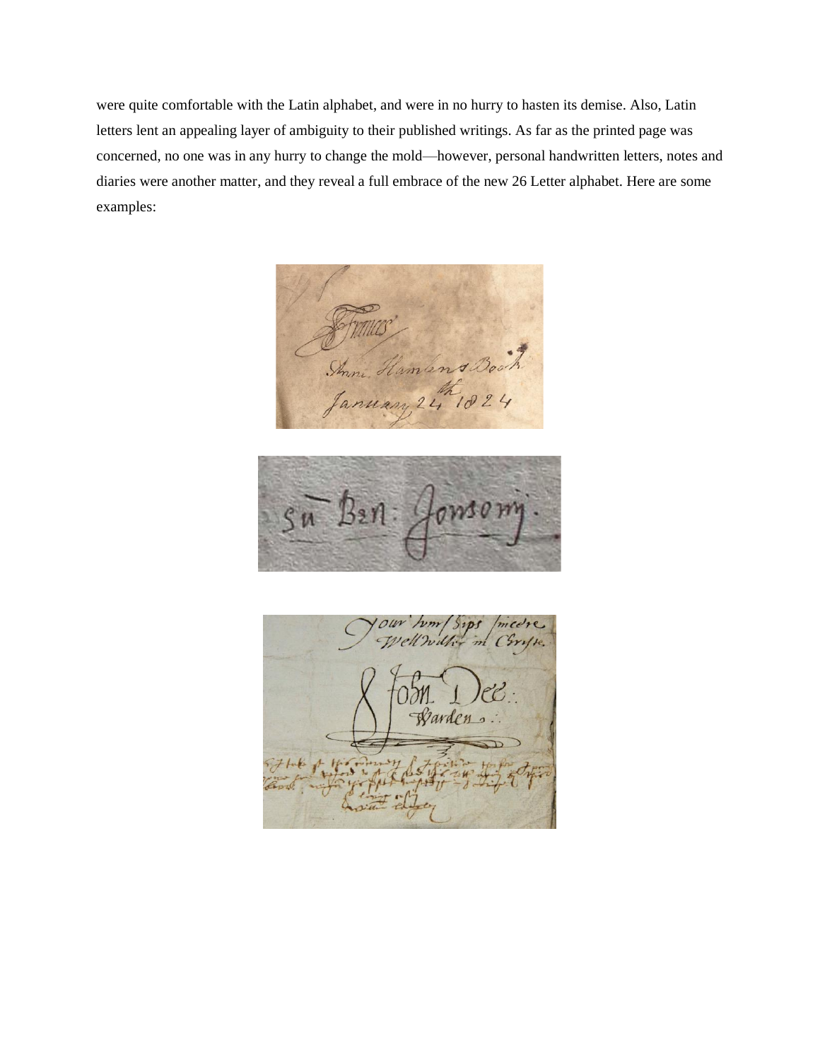were quite comfortable with the Latin alphabet, and were in no hurry to hasten its demise. Also, Latin letters lent an appealing layer of ambiguity to their published writings. As far as the printed page was concerned, no one was in any hurry to change the mold—however, personal handwritten letters, notes and diaries were another matter, and they reveal a full embrace of the new 26 Letter alphabet. Here are some examples: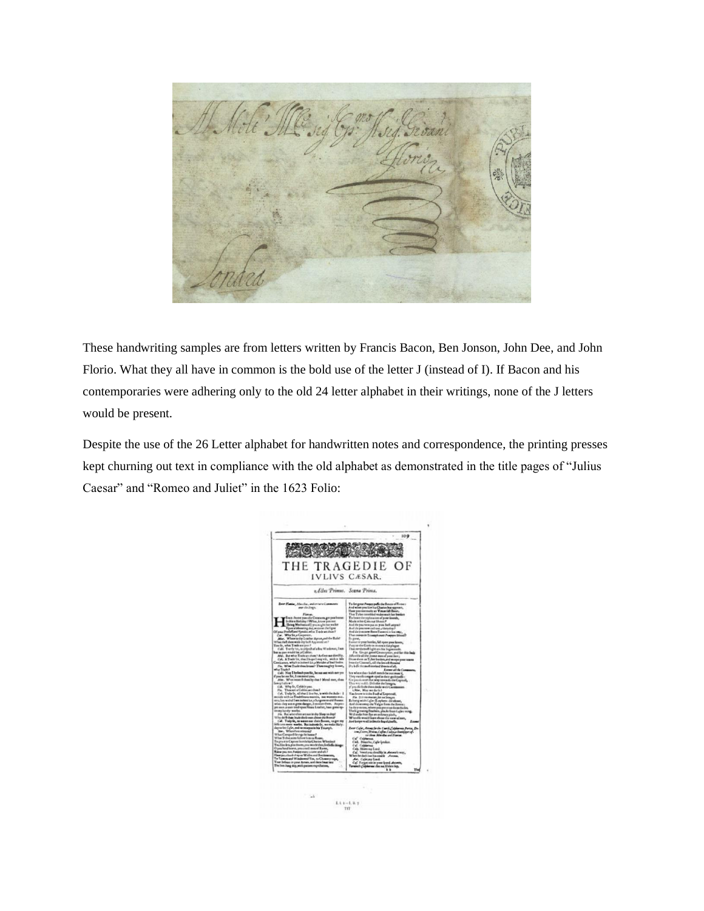These handwriting samples are from letters written by Francis Bacon, Ben Jonson, John Dee, and John Florio. What they all have in common is the bold use of the letter J (instead of I). If Bacon and his contemporaries were adhering only to the old 24 letter alphabet in their writings, none of the J letters would be present.

Despite the use of the 26 Letter alphabet for handwritten notes and correspondence, the printing presses kept churning out text in compliance with the old alphabet as demonstrated in the title pages of "Julius Caesar" and "Romeo and Juliet" in the 1623 Folio: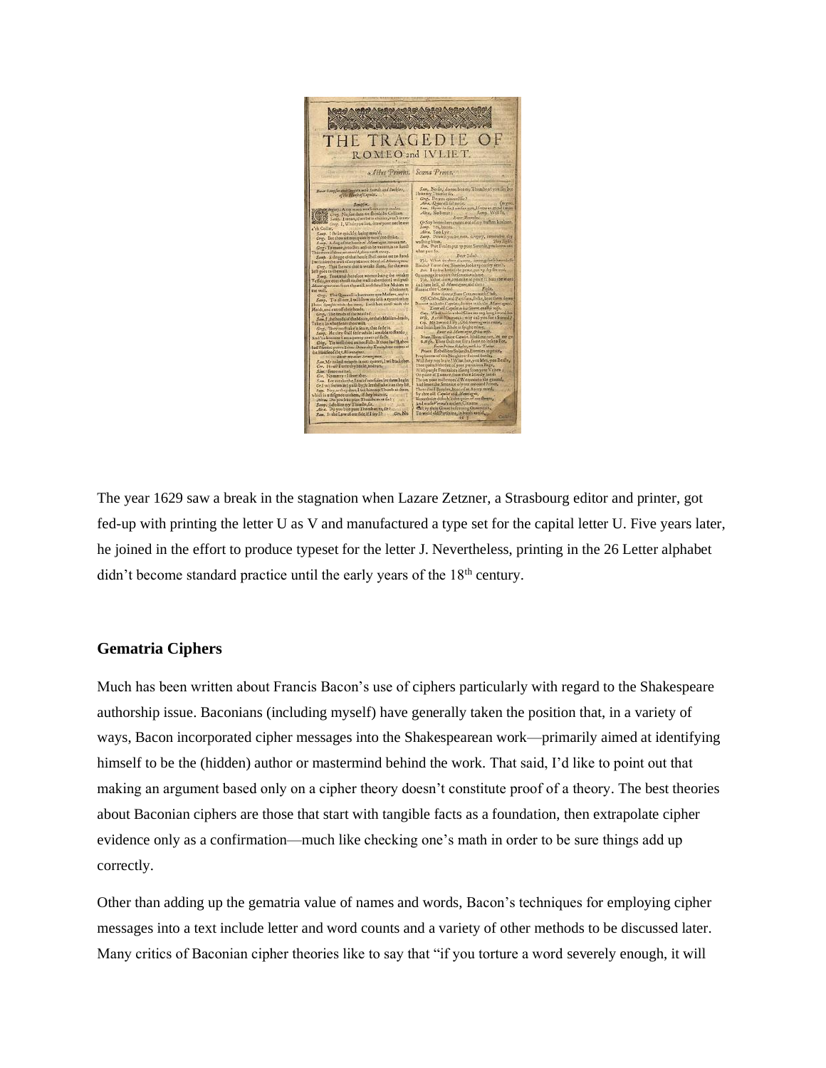The year 1629 saw a break in the stagnation when Lazare Zetzner, a Strasbourg editor and printer, got fed-up with printing the letter U as V and manufactured a type set for the capital letter U. Five years later, he joined in the effort to produce typeset for the letter J. Nevertheless, printing in the 26 Letter alphabet didn't become standard practice until the early years of the 18th century.

### Gematria Ciphers

Much has been written about Francis Bacon's use of ciphers particularly with regard to the Shakespeare authorship issue. Baconians (including myself) have generally taken the position that, in a variety of ways, Bacon incorporated cipher messages into the Shakespearean work—primarily aimed at identifying himself to be the (hidden) author or mastermind behind the work. That said, I'd like to point out that making an argument based only on a cipher theory doesn't constitute proof of a theory. The best theories about Baconian ciphers are those that start with tangible facts as a foundation, then extrapolate cipher evidence only as a confirmation—much like checking one's math in order to be sure things add up correctly.

Other than adding up the gematria value of names and words, Bacon's techniques for employing cipher messages into a text include letter and word counts and a variety of other methods to be discussed later. Many critics of Baconian cipher theories like to say that "if you torture a word severely enough, it will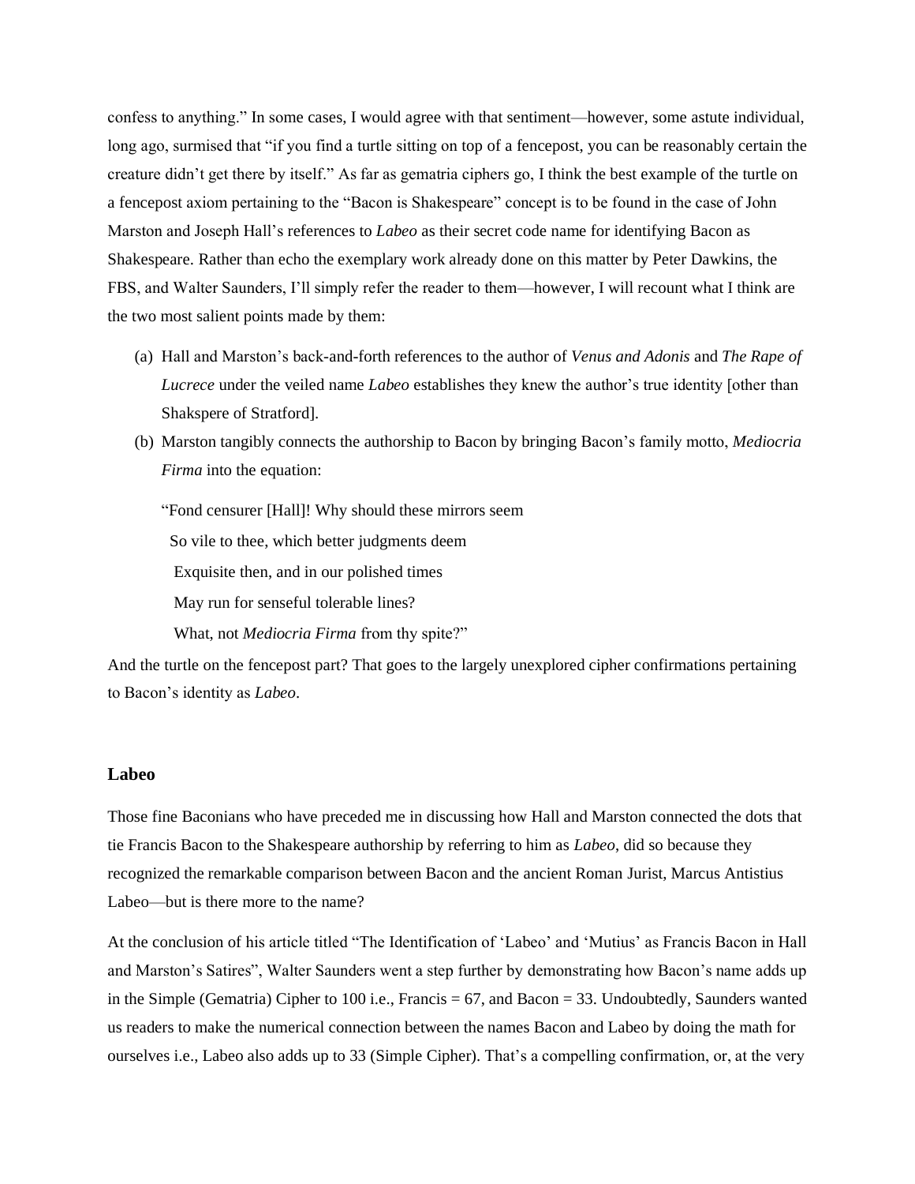confess to anything." In some cases, I would agree with that sentiment—however, some astute individual, long ago, surmised that "if you find a turtle sitting on top of a fencepost, you can be reasonably certain the creature didn't get there by itself." As far as gematria ciphers go, I think the best example of the turtle on a fencepost axiom pertaining to the "Bacon is Shakespeare" concept is to be found in the case of John Marston and Joseph Hall's references to *Labeo* as their secret code name for identifying Bacon as Shakespeare. Rather than echo the exemplary work already done on this matter by Peter Dawkins, the FBS, and Walter Saunders, I'll simply refer the reader to them—however, I will recount what I think are the two most salient points made by them:

(a) Hall and Marston's back-and-forth references to the author of *Venus and Adonis* and *The Rape of Lucrece* under the veiled name *Labeo* establishes they knew the author's true identity [other than Shakspere of Stratford].

(b) Marston tangibly connects the authorship to Bacon by bringing Bacon's family motto, *Mediocria Firma* into the equation:

> "Fond censurer [Hall]! Why should these mirrors seem
> So vile to thee, which better judgments deem
> Exquisite then, and in our polished times
> May run for senseful tolerable lines?
> What, not *Mediocria Firma* from thy spite?"

And the turtle on the fencepost part? That goes to the largely unexplored cipher confirmations pertaining to Bacon's identity as *Labeo*.

## Labeo

Those fine Baconians who have preceded me in discussing how Hall and Marston connected the dots that tie Francis Bacon to the Shakespeare authorship by referring to him as *Labeo*, did so because they recognized the remarkable comparison between Bacon and the ancient Roman Jurist, Marcus Antistius Labeo—but is there more to the name?

At the conclusion of his article titled "The Identification of 'Labeo' and 'Mutius' as Francis Bacon in Hall and Marston's Satires", Walter Saunders went a step further by demonstrating how Bacon's name adds up in the Simple (Gematria) Cipher to 100 i.e., Francis = 67, and Bacon = 33. Undoubtedly, Saunders wanted us readers to make the numerical connection between the names Bacon and Labeo by doing the math for ourselves i.e., Labeo also adds up to 33 (Simple Cipher). That's a compelling confirmation, or, at the very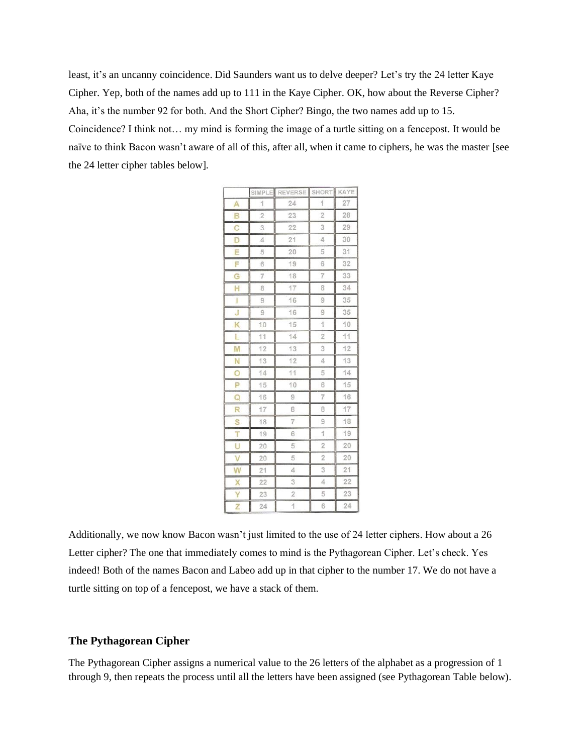least, it's an uncanny coincidence. Did Saunders want us to delve deeper? Let's try the 24 letter Kaye Cipher. Yep, both of the names add up to 111 in the Kaye Cipher. OK, how about the Reverse Cipher? Aha, it's the number 92 for both. And the Short Cipher? Bingo, the two names add up to 15. Coincidence? I think not… my mind is forming the image of a turtle sitting on a fencepost. It would be naïve to think Bacon wasn't aware of all of this, after all, when it came to ciphers, he was the master [see the 24 letter cipher tables below].

| | SIMPLE | REVERSE | SHORT | KAYE |
|---|---|---|---|---|
| A | 1 | 24 | 1 | 27 |
| B | 2 | 23 | 2 | 28 |
| C | 3 | 22 | 3 | 29 |
| D | 4 | 21 | 4 | 30 |
| E | 5 | 20 | 5 | 31 |
| F | 6 | 19 | 6 | 32 |
| G | 7 | 18 | 7 | 33 |
| H | 8 | 17 | 8 | 34 |
| I | 9 | 16 | 9 | 35 |
| J | 9 | 16 | 9 | 35 |
| K | 10 | 15 | 1 | 10 |
| L | 11 | 14 | 2 | 11 |
| M | 12 | 13 | 3 | 12 |
| N | 13 | 12 | 4 | 13 |
| O | 14 | 11 | 5 | 14 |
| P | 15 | 10 | 6 | 15 |
| Q | 16 | 9 | 7 | 16 |
| R | 17 | 8 | 8 | 17 |
| S | 18 | 7 | 9 | 18 |
| T | 19 | 6 | 1 | 19 |
| U | 20 | 5 | 2 | 20 |
| V | 20 | 5 | 2 | 20 |
| W | 21 | 4 | 3 | 21 |
| X | 22 | 3 | 4 | 22 |
| Y | 23 | 2 | 5 | 23 |
| Z | 24 | 1 | 6 | 24 |

Additionally, we now know Bacon wasn't just limited to the use of 24 letter ciphers. How about a 26 Letter cipher? The one that immediately comes to mind is the Pythagorean Cipher. Let's check. Yes indeed! Both of the names Bacon and Labeo add up in that cipher to the number 17. We do not have a turtle sitting on top of a fencepost, we have a stack of them.

### The Pythagorean Cipher

The Pythagorean Cipher assigns a numerical value to the 26 letters of the alphabet as a progression of 1 through 9, then repeats the process until all the letters have been assigned (see Pythagorean Table below).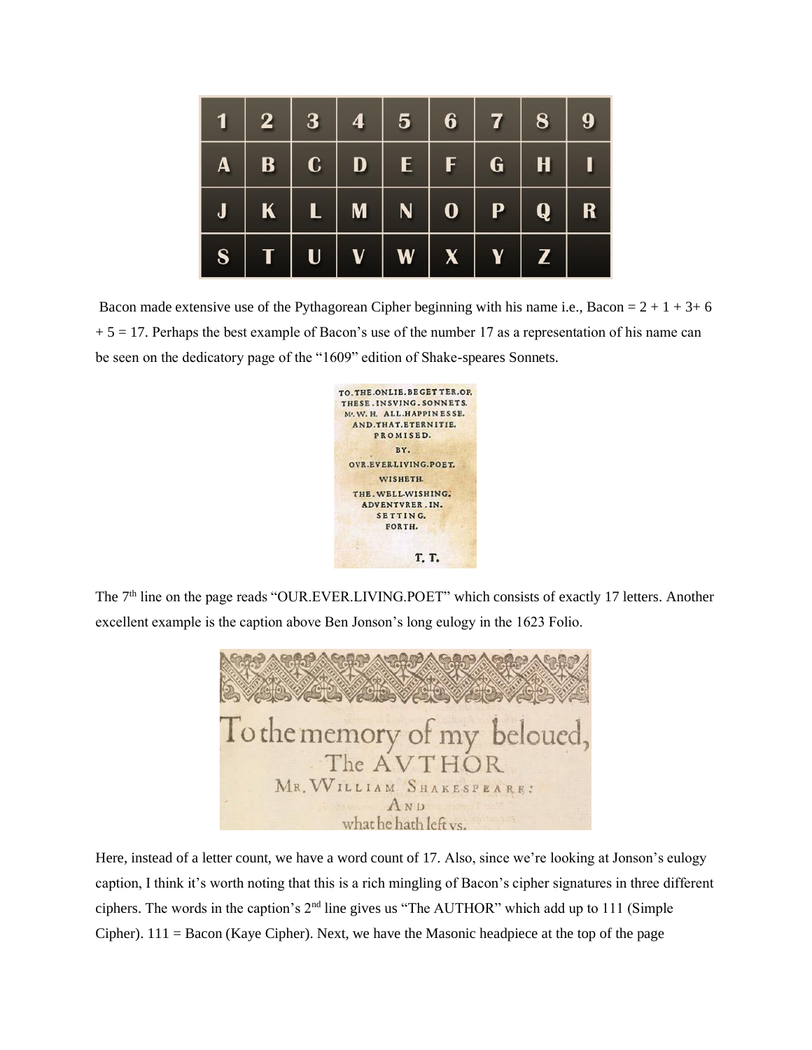| 1 | 2 | 3 | 4 | 5 | 6 | 7 | 8 | 9 |
|---|---|---|---|---|---|---|---|---|
| A | B | C | D | E | F | G | H | I |
| J | K | L | M | N | O | P | Q | R |
| S | T | U | V | W | X | Y | Z | |

Bacon made extensive use of the Pythagorean Cipher beginning with his name i.e., Bacon = 2 + 1 + 3+ 6 + 5 = 17. Perhaps the best example of Bacon's use of the number 17 as a representation of his name can be seen on the dedicatory page of the "1609" edition of Shake-speares Sonnets.

TO.THE.ONLIE.BEGETTER.OF.
THESE.INSVING.SONNETS.
Mr.W.H. ALL.HAPPINESSE.
AND.THAT.ETERNITIE.
PROMISED.
BY.
OVR.EVER-LIVING.POET.
WISHETH.
THE.WELL-WISHING.
ADVENTVRER.IN.
SETTING.
FORTH.

T. T.

The 7th line on the page reads "OUR.EVER.LIVING.POET" which consists of exactly 17 letters. Another excellent example is the caption above Ben Jonson's long eulogy in the 1623 Folio.

To the memory of my beloued,
The AVTHOR
MR. WILLIAM SHAKESPEARE:
AND
what he hath left vs.

Here, instead of a letter count, we have a word count of 17. Also, since we're looking at Jonson's eulogy caption, I think it's worth noting that this is a rich mingling of Bacon's cipher signatures in three different ciphers. The words in the caption's 2nd line gives us "The AUTHOR" which add up to 111 (Simple Cipher). 111 = Bacon (Kaye Cipher). Next, we have the Masonic headpiece at the top of the page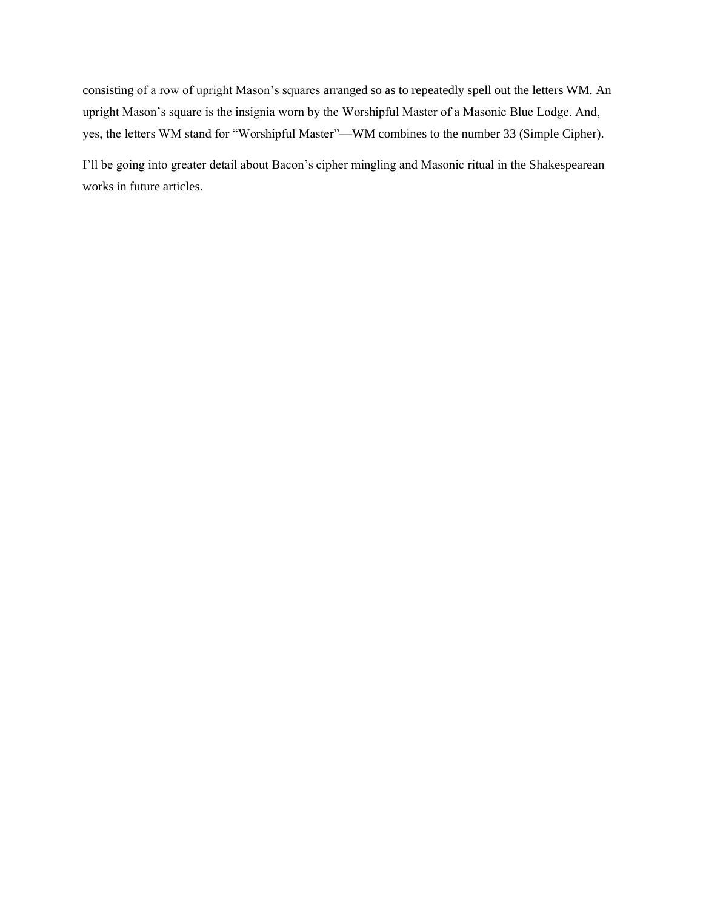consisting of a row of upright Mason's squares arranged so as to repeatedly spell out the letters WM. An upright Mason's square is the insignia worn by the Worshipful Master of a Masonic Blue Lodge. And, yes, the letters WM stand for "Worshipful Master"—WM combines to the number 33 (Simple Cipher).

I'll be going into greater detail about Bacon's cipher mingling and Masonic ritual in the Shakespearean works in future articles.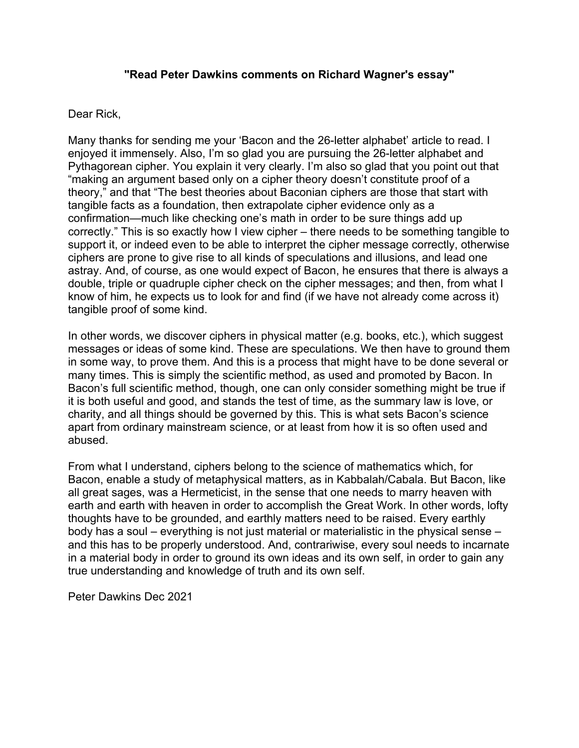**"Read Peter Dawkins comments on Richard Wagner's essay"**

Dear Rick,

Many thanks for sending me your 'Bacon and the 26-letter alphabet' article to read. I enjoyed it immensely. Also, I'm so glad you are pursuing the 26-letter alphabet and Pythagorean cipher. You explain it very clearly. I'm also so glad that you point out that "making an argument based only on a cipher theory doesn't constitute proof of a theory," and that "The best theories about Baconian ciphers are those that start with tangible facts as a foundation, then extrapolate cipher evidence only as a confirmation—much like checking one's math in order to be sure things add up correctly." This is so exactly how I view cipher – there needs to be something tangible to support it, or indeed even to be able to interpret the cipher message correctly, otherwise ciphers are prone to give rise to all kinds of speculations and illusions, and lead one astray. And, of course, as one would expect of Bacon, he ensures that there is always a double, triple or quadruple cipher check on the cipher messages; and then, from what I know of him, he expects us to look for and find (if we have not already come across it) tangible proof of some kind.

In other words, we discover ciphers in physical matter (e.g. books, etc.), which suggest messages or ideas of some kind. These are speculations. We then have to ground them in some way, to prove them. And this is a process that might have to be done several or many times. This is simply the scientific method, as used and promoted by Bacon. In Bacon's full scientific method, though, one can only consider something might be true if it is both useful and good, and stands the test of time, as the summary law is love, or charity, and all things should be governed by this. This is what sets Bacon's science apart from ordinary mainstream science, or at least from how it is so often used and abused.

From what I understand, ciphers belong to the science of mathematics which, for Bacon, enable a study of metaphysical matters, as in Kabbalah/Cabala. But Bacon, like all great sages, was a Hermeticist, in the sense that one needs to marry heaven with earth and earth with heaven in order to accomplish the Great Work. In other words, lofty thoughts have to be grounded, and earthly matters need to be raised. Every earthly body has a soul – everything is not just material or materialistic in the physical sense – and this has to be properly understood. And, contrariwise, every soul needs to incarnate in a material body in order to ground its own ideas and its own self, in order to gain any true understanding and knowledge of truth and its own self.

Peter Dawkins Dec 2021